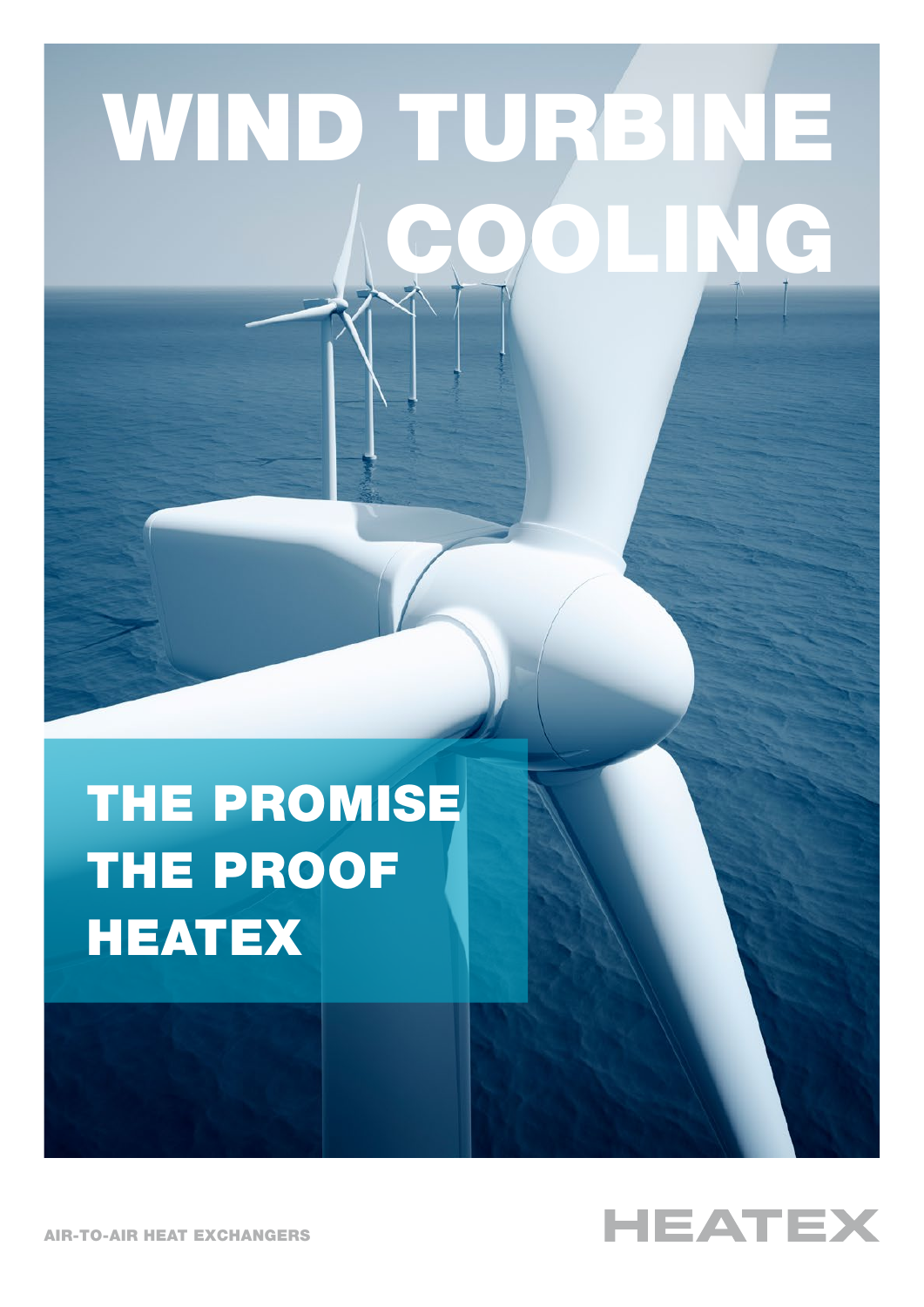# WIND TURBINE COOLING

## THE PROMISE
## THE PROOF
## HEATEX

AIR-TO-AIR HEAT EXCHANGERS

HEATEX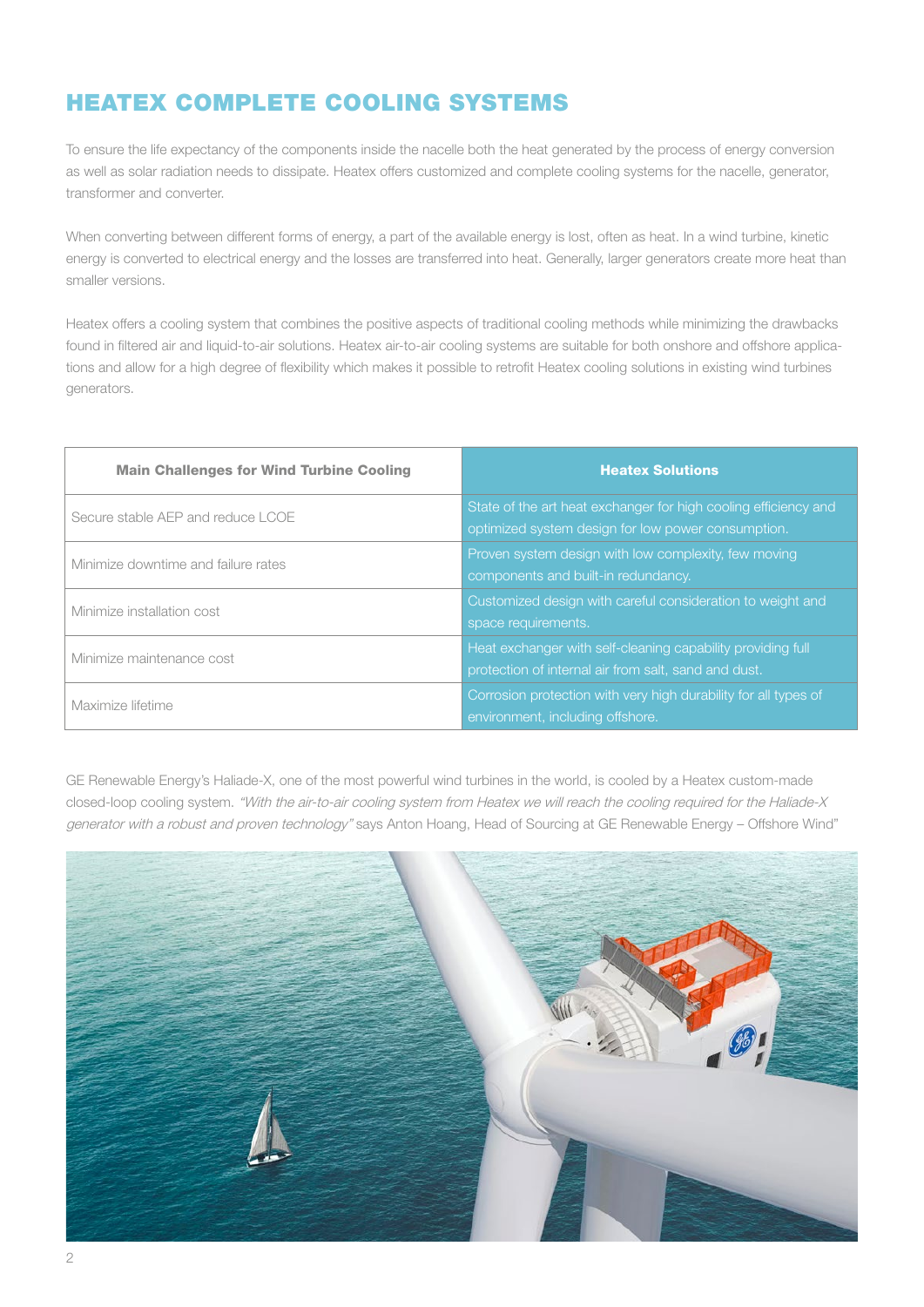# HEATEX COMPLETE COOLING SYSTEMS

To ensure the life expectancy of the components inside the nacelle both the heat generated by the process of energy conversion as well as solar radiation needs to dissipate. Heatex offers customized and complete cooling systems for the nacelle, generator, transformer and converter.

When converting between different forms of energy, a part of the available energy is lost, often as heat. In a wind turbine, kinetic energy is converted to electrical energy and the losses are transferred into heat. Generally, larger generators create more heat than smaller versions.

Heatex offers a cooling system that combines the positive aspects of traditional cooling methods while minimizing the drawbacks found in filtered air and liquid-to-air solutions. Heatex air-to-air cooling systems are suitable for both onshore and offshore applications and allow for a high degree of flexibility which makes it possible to retrofit Heatex cooling solutions in existing wind turbines generators.

| Main Challenges for Wind Turbine Cooling | Heatex Solutions |
|---|---|
| Secure stable AEP and reduce LCOE | State of the art heat exchanger for high cooling efficiency and optimized system design for low power consumption. |
| Minimize downtime and failure rates | Proven system design with low complexity, few moving components and built-in redundancy. |
| Minimize installation cost | Customized design with careful consideration to weight and space requirements. |
| Minimize maintenance cost | Heat exchanger with self-cleaning capability providing full protection of internal air from salt, sand and dust. |
| Maximize lifetime | Corrosion protection with very high durability for all types of environment, including offshore. |

GE Renewable Energy's Haliade-X, one of the most powerful wind turbines in the world, is cooled by a Heatex custom-made closed-loop cooling system. *"With the air-to-air cooling system from Heatex we will reach the cooling required for the Haliade-X generator with a robust and proven technology"* says Anton Hoang, Head of Sourcing at GE Renewable Energy – Offshore Wind"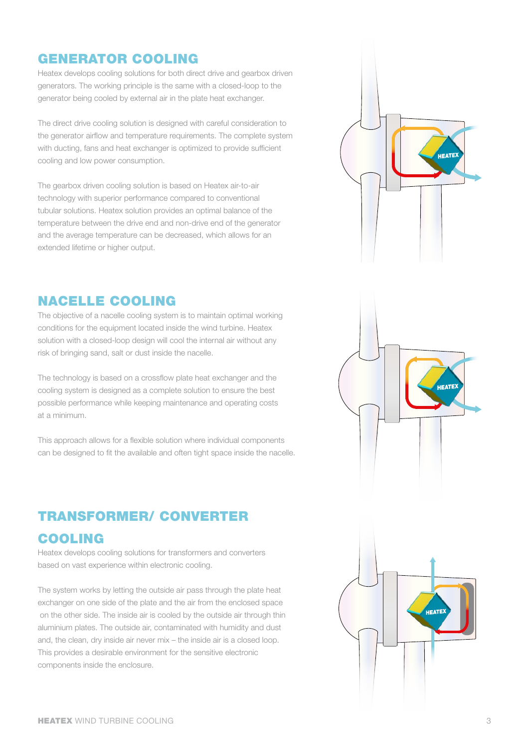## GENERATOR COOLING

Heatex develops cooling solutions for both direct drive and gearbox driven generators. The working principle is the same with a closed-loop to the generator being cooled by external air in the plate heat exchanger.

The direct drive cooling solution is designed with careful consideration to the generator airflow and temperature requirements. The complete system with ducting, fans and heat exchanger is optimized to provide sufficient cooling and low power consumption.

The gearbox driven cooling solution is based on Heatex air-to-air technology with superior performance compared to conventional tubular solutions. Heatex solution provides an optimal balance of the temperature between the drive end and non-drive end of the generator and the average temperature can be decreased, which allows for an extended lifetime or higher output.

## NACELLE COOLING

The objective of a nacelle cooling system is to maintain optimal working conditions for the equipment located inside the wind turbine. Heatex solution with a closed-loop design will cool the internal air without any risk of bringing sand, salt or dust inside the nacelle.

The technology is based on a crossflow plate heat exchanger and the cooling system is designed as a complete solution to ensure the best possible performance while keeping maintenance and operating costs at a minimum.

This approach allows for a flexible solution where individual components can be designed to fit the available and often tight space inside the nacelle.

## TRANSFORMER/ CONVERTER COOLING

Heatex develops cooling solutions for transformers and converters based on vast experience within electronic cooling.

The system works by letting the outside air pass through the plate heat exchanger on one side of the plate and the air from the enclosed space on the other side. The inside air is cooled by the outside air through thin aluminium plates. The outside air, contaminated with humidity and dust and, the clean, dry inside air never mix – the inside air is a closed loop. This provides a desirable environment for the sensitive electronic components inside the enclosure.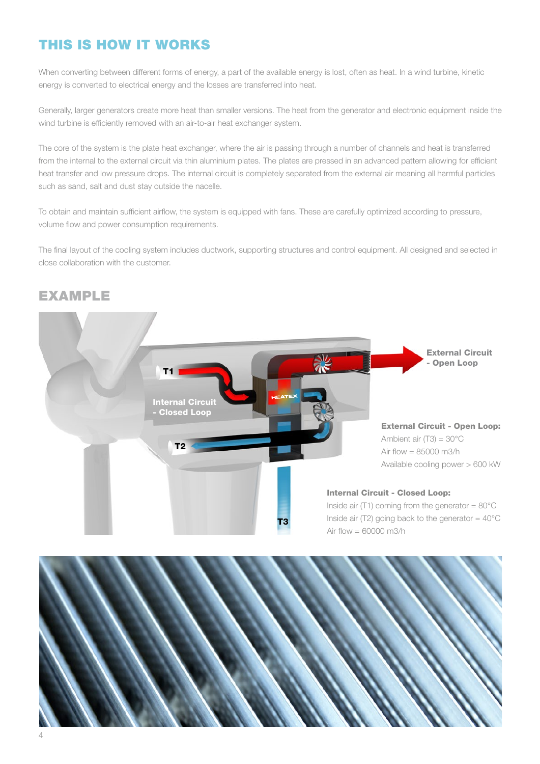## THIS IS HOW IT WORKS

When converting between different forms of energy, a part of the available energy is lost, often as heat. In a wind turbine, kinetic energy is converted to electrical energy and the losses are transferred into heat.

Generally, larger generators create more heat than smaller versions. The heat from the generator and electronic equipment inside the wind turbine is efficiently removed with an air-to-air heat exchanger system.

The core of the system is the plate heat exchanger, where the air is passing through a number of channels and heat is transferred from the internal to the external circuit via thin aluminium plates. The plates are pressed in an advanced pattern allowing for efficient heat transfer and low pressure drops. The internal circuit is completely separated from the external air meaning all harmful particles such as sand, salt and dust stay outside the nacelle.

To obtain and maintain sufficient airflow, the system is equipped with fans. These are carefully optimized according to pressure, volume flow and power consumption requirements.

The final layout of the cooling system includes ductwork, supporting structures and control equipment. All designed and selected in close collaboration with the customer.

## EXAMPLE

**External Circuit - Open Loop**

**Internal Circuit - Closed Loop**

**External Circuit - Open Loop:**
Ambient air (T3) = 30°C
Air flow = 85000 m3/h
Available cooling power > 600 kW

**Internal Circuit - Closed Loop:**
Inside air (T1) coming from the generator = 80°C
Inside air (T2) going back to the generator = 40°C
Air flow = 60000 m3/h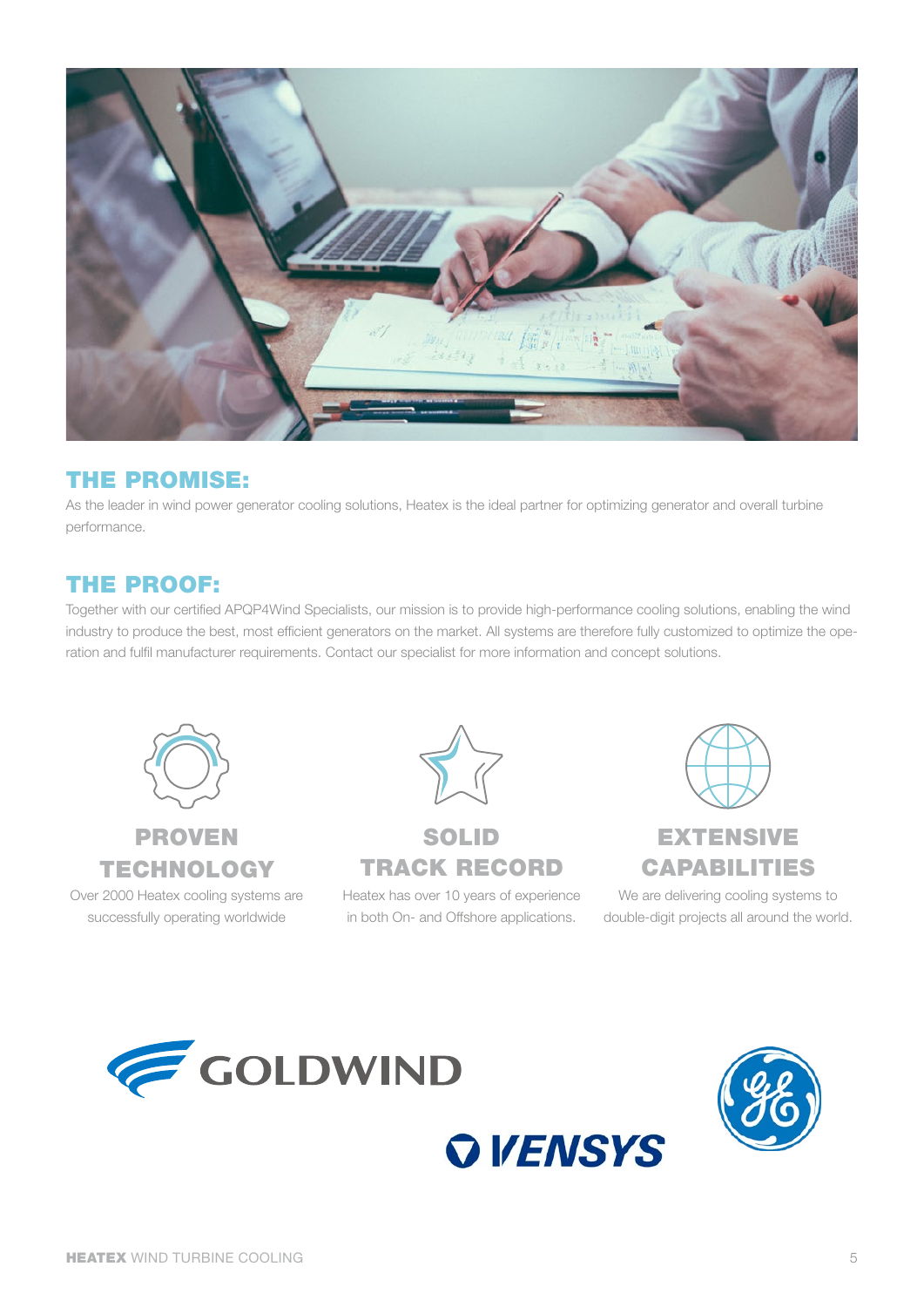## THE PROMISE:

As the leader in wind power generator cooling solutions, Heatex is the ideal partner for optimizing generator and overall turbine performance.

## THE PROOF:

Together with our certified APQP4Wind Specialists, our mission is to provide high-performance cooling solutions, enabling the wind industry to produce the best, most efficient generators on the market. All systems are therefore fully customized to optimize the operation and fulfil manufacturer requirements. Contact our specialist for more information and concept solutions.

### PROVEN TECHNOLOGY

Over 2000 Heatex cooling systems are successfully operating worldwide

### SOLID TRACK RECORD

Heatex has over 10 years of experience in both On- and Offshore applications.

### EXTENSIVE CAPABILITIES

We are delivering cooling systems to double-digit projects all around the world.

GOLDWIND

VENSYS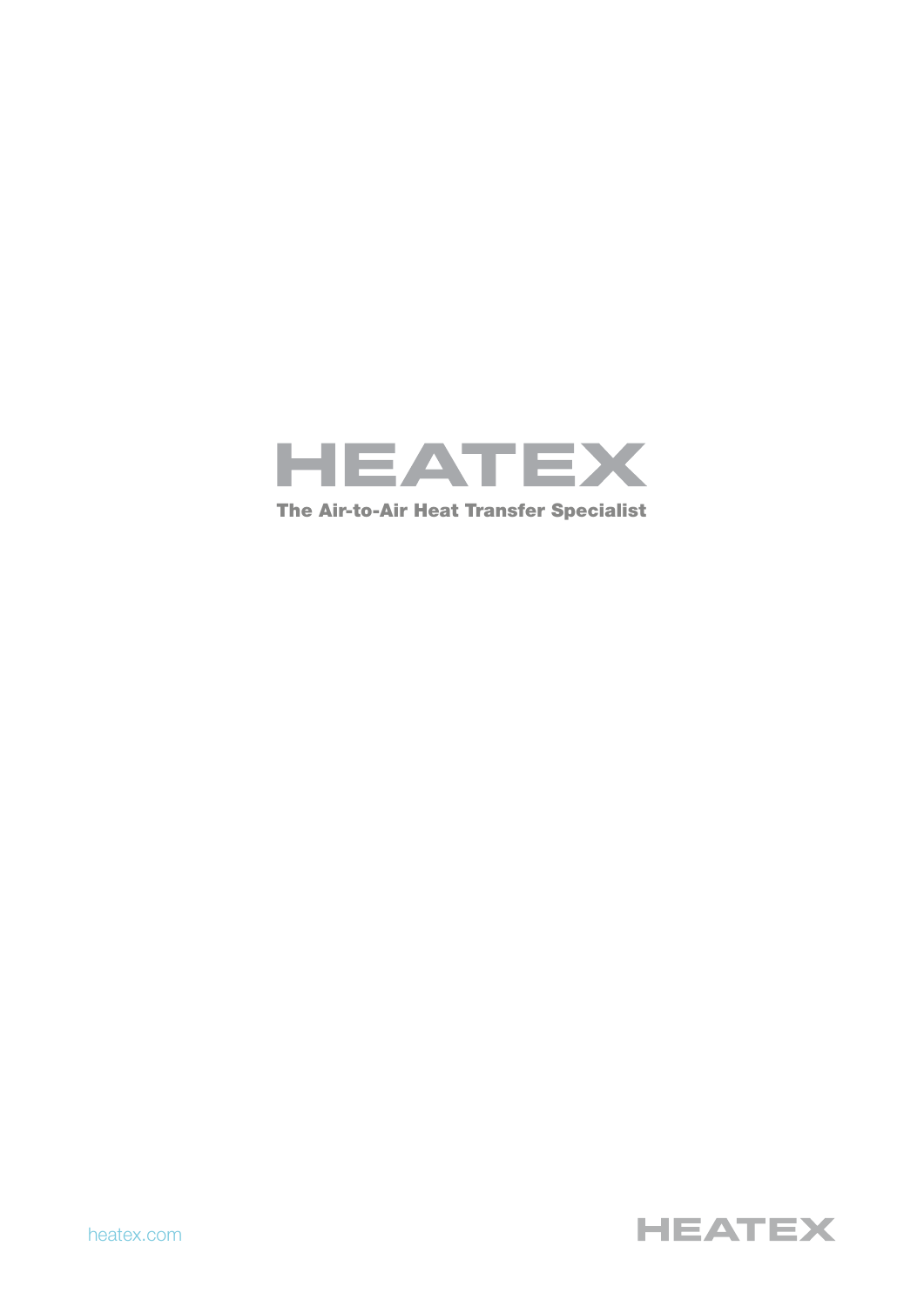# HEATEX

**The Air-to-Air Heat Transfer Specialist**

heatex.com

HEATEX